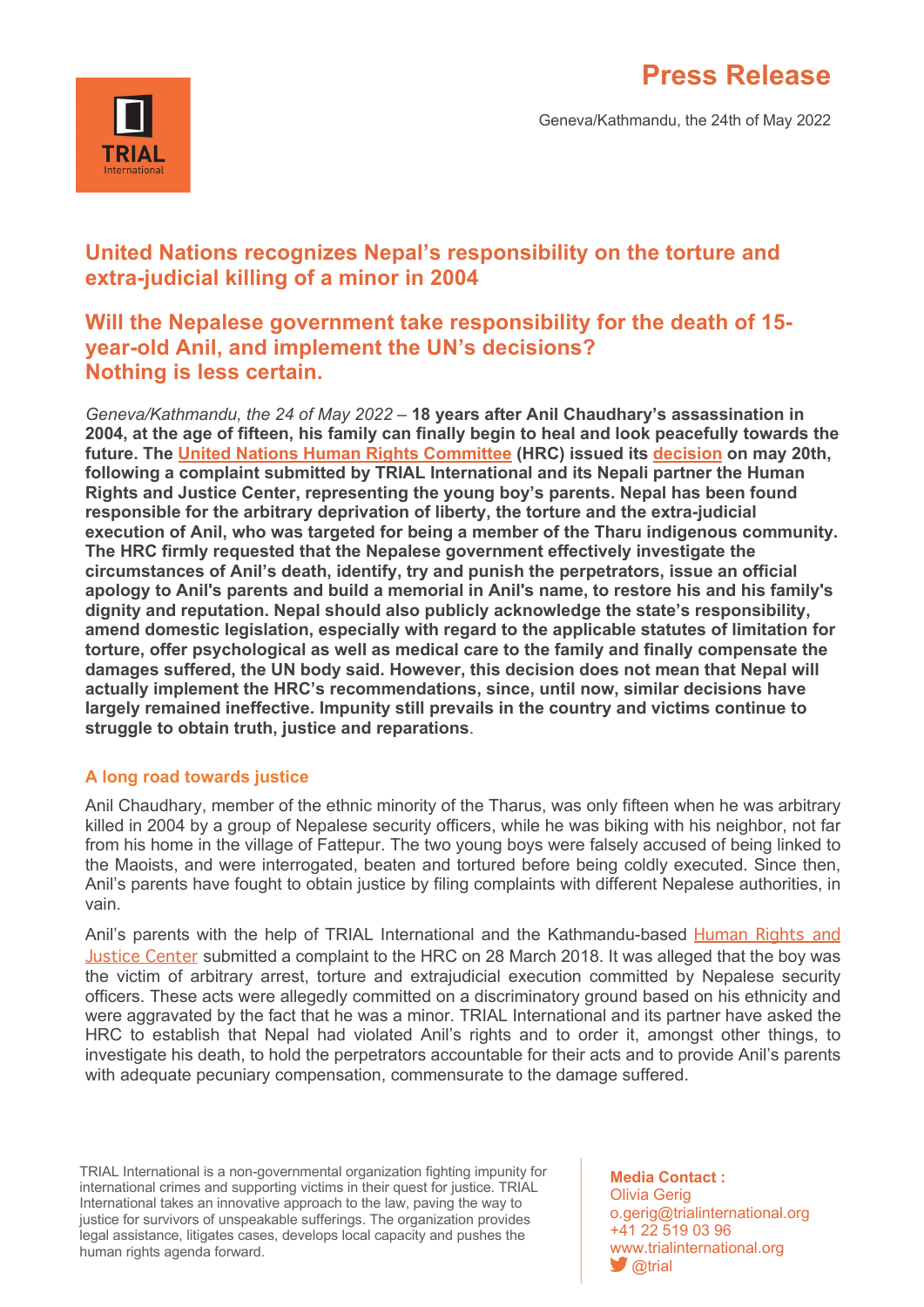**Press Release**

Geneva/Kathmandu, the 24th of May 2022

TRIAL International

## United Nations recognizes Nepal's responsibility on the torture and extra-judicial killing of a minor in 2004

## Will the Nepalese government take responsibility for the death of 15-year-old Anil, and implement the UN's decisions? Nothing is less certain.

*Geneva/Kathmandu, the 24 of May 2022* – **18 years after Anil Chaudhary's assassination in 2004, at the age of fifteen, his family can finally begin to heal and look peacefully towards the future. The United Nations Human Rights Committee (HRC) issued its decision on may 20th, following a complaint submitted by TRIAL International and its Nepali partner the Human Rights and Justice Center, representing the young boy's parents. Nepal has been found responsible for the arbitrary deprivation of liberty, the torture and the extra-judicial execution of Anil, who was targeted for being a member of the Tharu indigenous community. The HRC firmly requested that the Nepalese government effectively investigate the circumstances of Anil's death, identify, try and punish the perpetrators, issue an official apology to Anil's parents and build a memorial in Anil's name, to restore his and his family's dignity and reputation. Nepal should also publicly acknowledge the state's responsibility, amend domestic legislation, especially with regard to the applicable statutes of limitation for torture, offer psychological as well as medical care to the family and finally compensate the damages suffered, the UN body said. However, this decision does not mean that Nepal will actually implement the HRC's recommendations, since, until now, similar decisions have largely remained ineffective. Impunity still prevails in the country and victims continue to struggle to obtain truth, justice and reparations**.

### A long road towards justice

Anil Chaudhary, member of the ethnic minority of the Tharus, was only fifteen when he was arbitrary killed in 2004 by a group of Nepalese security officers, while he was biking with his neighbor, not far from his home in the village of Fattepur. The two young boys were falsely accused of being linked to the Maoists, and were interrogated, beaten and tortured before being coldly executed. Since then, Anil's parents have fought to obtain justice by filing complaints with different Nepalese authorities, in vain.

Anil's parents with the help of TRIAL International and the Kathmandu-based Human Rights and Justice Center submitted a complaint to the HRC on 28 March 2018. It was alleged that the boy was the victim of arbitrary arrest, torture and extrajudicial execution committed by Nepalese security officers. These acts were allegedly committed on a discriminatory ground based on his ethnicity and were aggravated by the fact that he was a minor. TRIAL International and its partner have asked the HRC to establish that Nepal had violated Anil's rights and to order it, amongst other things, to investigate his death, to hold the perpetrators accountable for their acts and to provide Anil's parents with adequate pecuniary compensation, commensurate to the damage suffered.

TRIAL International is a non-governmental organization fighting impunity for international crimes and supporting victims in their quest for justice. TRIAL International takes an innovative approach to the law, paving the way to justice for survivors of unspeakable sufferings. The organization provides legal assistance, litigates cases, develops local capacity and pushes the human rights agenda forward.

**Media Contact :**
Olivia Gerig
o.gerig@trialinternational.org
+41 22 519 03 96
www.trialinternational.org
@trial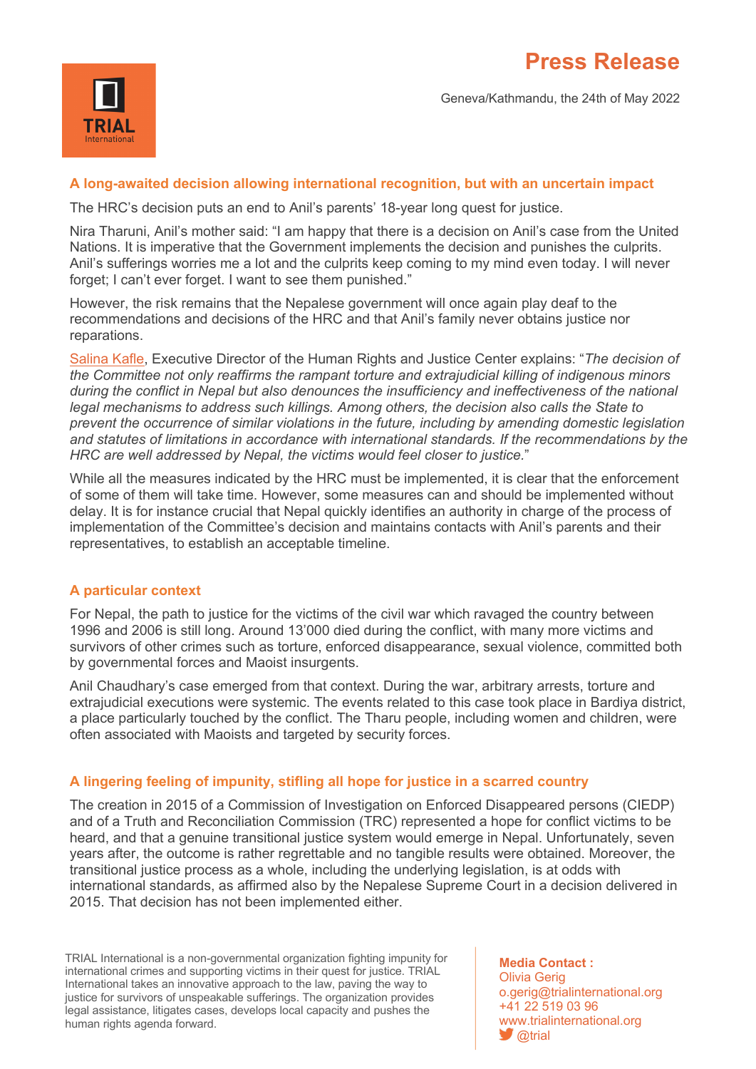## A long-awaited decision allowing international recognition, but with an uncertain impact

The HRC's decision puts an end to Anil's parents' 18-year long quest for justice.

Nira Tharuni, Anil's mother said: "I am happy that there is a decision on Anil's case from the United Nations. It is imperative that the Government implements the decision and punishes the culprits. Anil's sufferings worries me a lot and the culprits keep coming to my mind even today. I will never forget; I can't ever forget. I want to see them punished."

However, the risk remains that the Nepalese government will once again play deaf to the recommendations and decisions of the HRC and that Anil's family never obtains justice nor reparations.

Salina Kafle, Executive Director of the Human Rights and Justice Center explains: "*The decision of the Committee not only reaffirms the rampant torture and extrajudicial killing of indigenous minors during the conflict in Nepal but also denounces the insufficiency and ineffectiveness of the national legal mechanisms to address such killings. Among others, the decision also calls the State to prevent the occurrence of similar violations in the future, including by amending domestic legislation and statutes of limitations in accordance with international standards. If the recommendations by the HRC are well addressed by Nepal, the victims would feel closer to justice.*"

While all the measures indicated by the HRC must be implemented, it is clear that the enforcement of some of them will take time. However, some measures can and should be implemented without delay. It is for instance crucial that Nepal quickly identifies an authority in charge of the process of implementation of the Committee's decision and maintains contacts with Anil's parents and their representatives, to establish an acceptable timeline.

## A particular context

For Nepal, the path to justice for the victims of the civil war which ravaged the country between 1996 and 2006 is still long. Around 13'000 died during the conflict, with many more victims and survivors of other crimes such as torture, enforced disappearance, sexual violence, committed both by governmental forces and Maoist insurgents.

Anil Chaudhary's case emerged from that context. During the war, arbitrary arrests, torture and extrajudicial executions were systemic. The events related to this case took place in Bardiya district, a place particularly touched by the conflict. The Tharu people, including women and children, were often associated with Maoists and targeted by security forces.

## A lingering feeling of impunity, stifling all hope for justice in a scarred country

The creation in 2015 of a Commission of Investigation on Enforced Disappeared persons (CIEDP) and of a Truth and Reconciliation Commission (TRC) represented a hope for conflict victims to be heard, and that a genuine transitional justice system would emerge in Nepal. Unfortunately, seven years after, the outcome is rather regrettable and no tangible results were obtained. Moreover, the transitional justice process as a whole, including the underlying legislation, is at odds with international standards, as affirmed also by the Nepalese Supreme Court in a decision delivered in 2015. That decision has not been implemented either.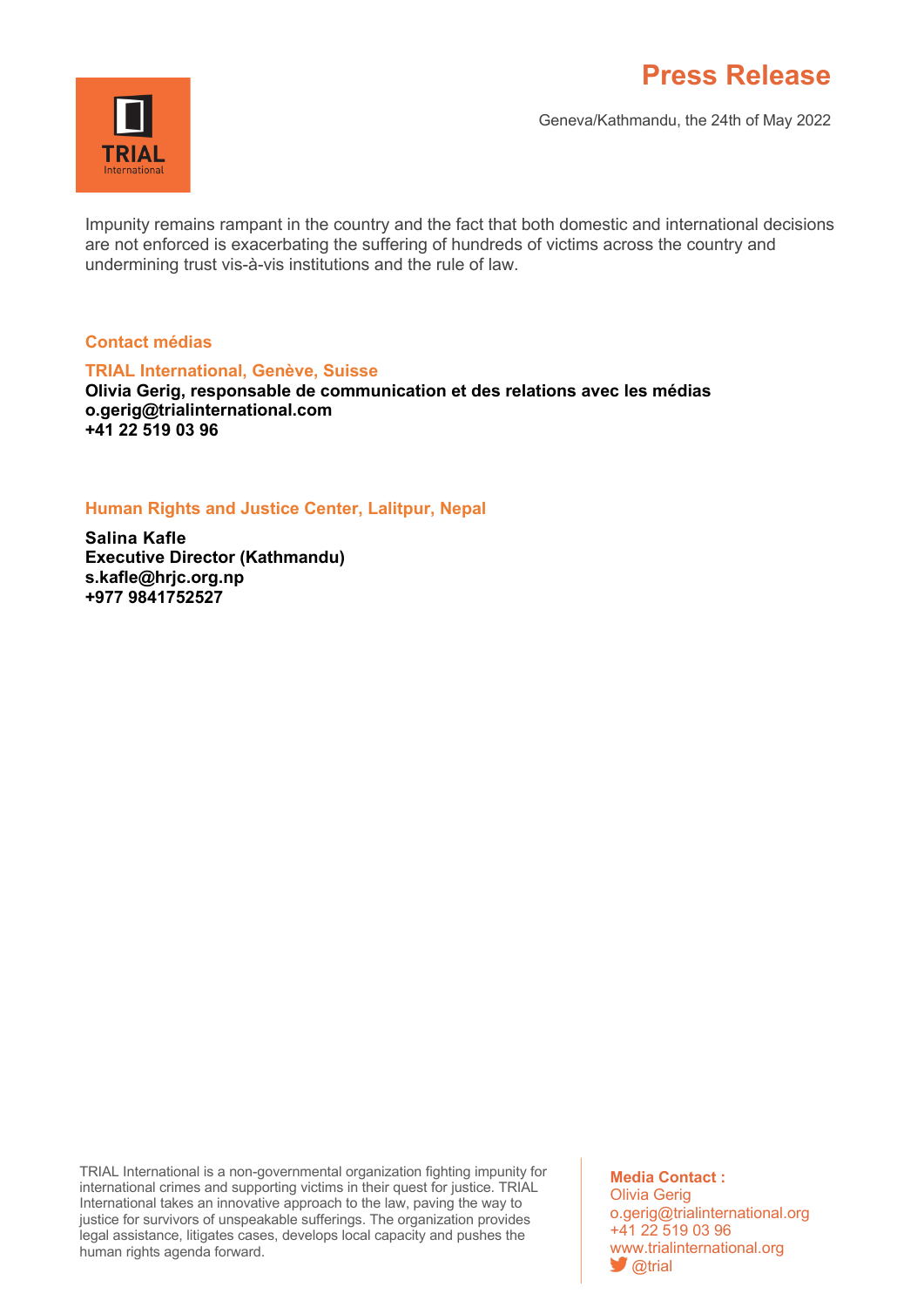Impunity remains rampant in the country and the fact that both domestic and international decisions are not enforced is exacerbating the suffering of hundreds of victims across the country and undermining trust vis-à-vis institutions and the rule of law.

### Contact médias

**TRIAL International, Genève, Suisse**

**Olivia Gerig, responsable de communication et des relations avec les médias**
**o.gerig@trialinternational.com**
**+41 22 519 03 96**

**Human Rights and Justice Center, Lalitpur, Nepal**

**Salina Kafle**
**Executive Director (Kathmandu)**
**s.kafle@hrjc.org.np**
**+977 9841752527**

TRIAL International is a non-governmental organization fighting impunity for international crimes and supporting victims in their quest for justice. TRIAL International takes an innovative approach to the law, paving the way to justice for survivors of unspeakable sufferings. The organization provides legal assistance, litigates cases, develops local capacity and pushes the human rights agenda forward.

**Media Contact :**
Olivia Gerig
o.gerig@trialinternational.org
+41 22 519 03 96
www.trialinternational.org
@trial